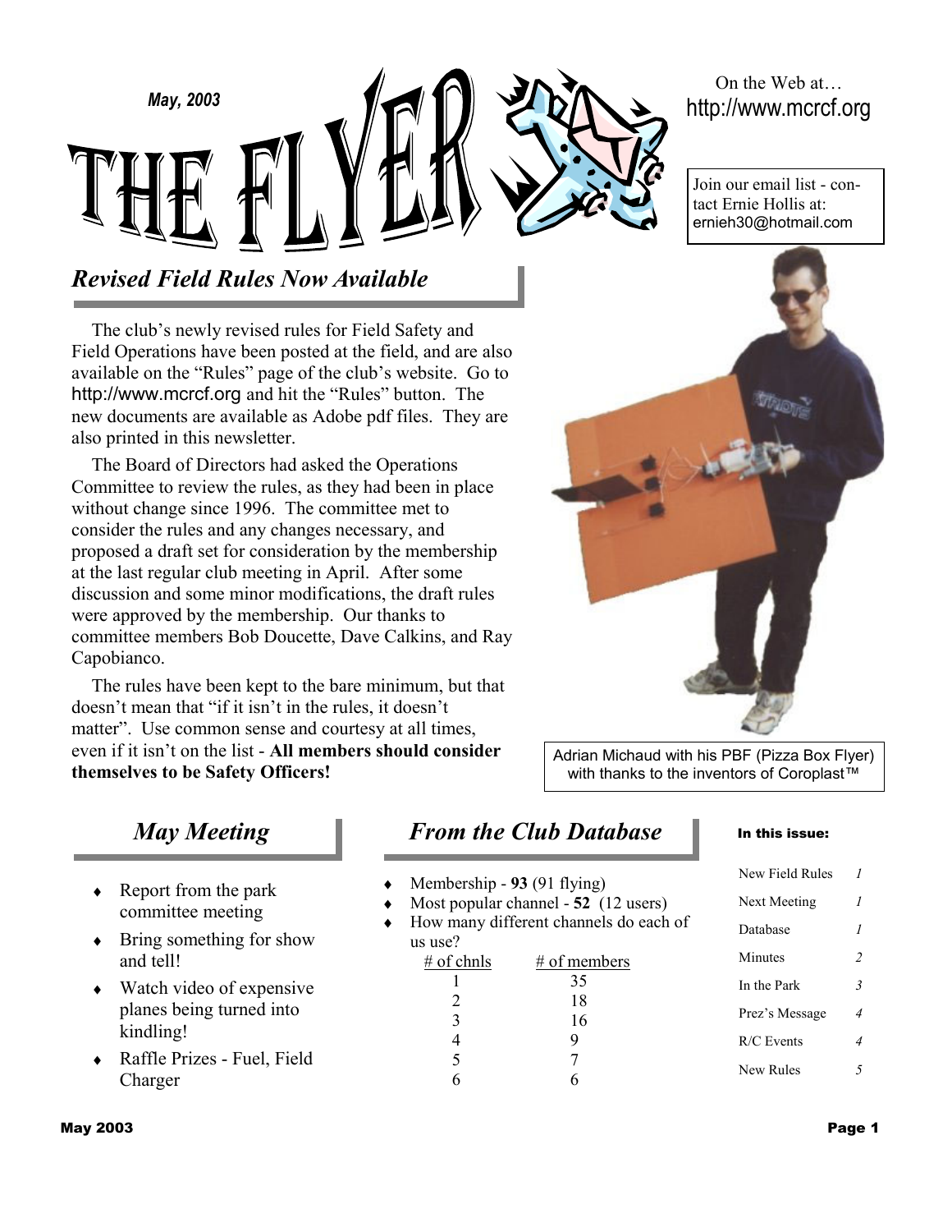May, 2003

# THE FLYER

On the Web at…
http://www.mcrcf.org

Join our email list - contact Ernie Hollis at: ernieh30@hotmail.com

## *Revised Field Rules Now Available*

The club's newly revised rules for Field Safety and Field Operations have been posted at the field, and are also available on the "Rules" page of the club's website. Go to http://www.mcrcf.org and hit the "Rules" button. The new documents are available as Adobe pdf files. They are also printed in this newsletter.

The Board of Directors had asked the Operations Committee to review the rules, as they had been in place without change since 1996. The committee met to consider the rules and any changes necessary, and proposed a draft set for consideration by the membership at the last regular club meeting in April. After some discussion and some minor modifications, the draft rules were approved by the membership. Our thanks to committee members Bob Doucette, Dave Calkins, and Ray Capobianco.

The rules have been kept to the bare minimum, but that doesn't mean that "if it isn't in the rules, it doesn't matter". Use common sense and courtesy at all times, even if it isn't on the list - **All members should consider themselves to be Safety Officers!**

Adrian Michaud with his PBF (Pizza Box Flyer) with thanks to the inventors of Coroplast™

## *May Meeting*

- Report from the park committee meeting
- Bring something for show and tell!
- Watch video of expensive planes being turned into kindling!
- Raffle Prizes - Fuel, Field Charger

## *From the Club Database*

- Membership - **93** (91 flying)
- Most popular channel - **52** (12 users)
- How many different channels do each of us use?

| # of chnls | # of members |
|---|---|
| 1 | 35 |
| 2 | 18 |
| 3 | 16 |
| 4 | 9 |
| 5 | 7 |
| 6 | 6 |

**In this issue:**

| | |
|---|---|
| New Field Rules | *1* |
| Next Meeting | *1* |
| Database | *1* |
| Minutes | *2* |
| In the Park | *3* |
| Prez's Message | *4* |
| R/C Events | *4* |
| New Rules | *5* |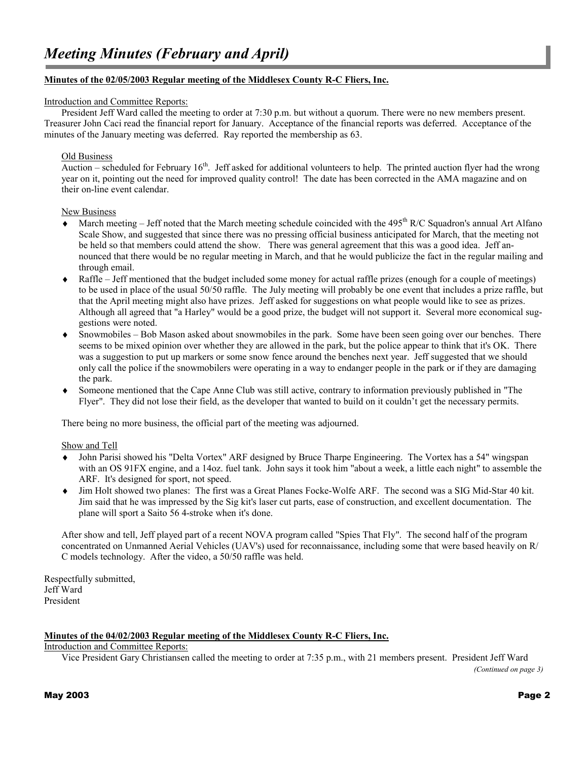# *Meeting Minutes (February and April)*

**Minutes of the 02/05/2003 Regular meeting of the Middlesex County R-C Fliers, Inc.**

Introduction and Committee Reports:

President Jeff Ward called the meeting to order at 7:30 p.m. but without a quorum. There were no new members present. Treasurer John Caci read the financial report for January. Acceptance of the financial reports was deferred. Acceptance of the minutes of the January meeting was deferred. Ray reported the membership as 63.

Old Business

Auction – scheduled for February 16th. Jeff asked for additional volunteers to help. The printed auction flyer had the wrong year on it, pointing out the need for improved quality control! The date has been corrected in the AMA magazine and on their on-line event calendar.

New Business

- March meeting – Jeff noted that the March meeting schedule coincided with the 495th R/C Squadron's annual Art Alfano Scale Show, and suggested that since there was no pressing official business anticipated for March, that the meeting not be held so that members could attend the show. There was general agreement that this was a good idea. Jeff announced that there would be no regular meeting in March, and that he would publicize the fact in the regular mailing and through email.
- Raffle – Jeff mentioned that the budget included some money for actual raffle prizes (enough for a couple of meetings) to be used in place of the usual 50/50 raffle. The July meeting will probably be one event that includes a prize raffle, but that the April meeting might also have prizes. Jeff asked for suggestions on what people would like to see as prizes. Although all agreed that "a Harley" would be a good prize, the budget will not support it. Several more economical suggestions were noted.
- Snowmobiles – Bob Mason asked about snowmobiles in the park. Some have been seen going over our benches. There seems to be mixed opinion over whether they are allowed in the park, but the police appear to think that it's OK. There was a suggestion to put up markers or some snow fence around the benches next year. Jeff suggested that we should only call the police if the snowmobilers were operating in a way to endanger people in the park or if they are damaging the park.
- Someone mentioned that the Cape Anne Club was still active, contrary to information previously published in "The Flyer". They did not lose their field, as the developer that wanted to build on it couldn't get the necessary permits.

There being no more business, the official part of the meeting was adjourned.

Show and Tell

- John Parisi showed his "Delta Vortex" ARF designed by Bruce Tharpe Engineering. The Vortex has a 54" wingspan with an OS 91FX engine, and a 14oz. fuel tank. John says it took him "about a week, a little each night" to assemble the ARF. It's designed for sport, not speed.
- Jim Holt showed two planes: The first was a Great Planes Focke-Wolfe ARF. The second was a SIG Mid-Star 40 kit. Jim said that he was impressed by the Sig kit's laser cut parts, ease of construction, and excellent documentation. The plane will sport a Saito 56 4-stroke when it's done.

After show and tell, Jeff played part of a recent NOVA program called "Spies That Fly". The second half of the program concentrated on Unmanned Aerial Vehicles (UAV's) used for reconnaissance, including some that were based heavily on R/C models technology. After the video, a 50/50 raffle was held.

Respectfully submitted,
Jeff Ward
President

**Minutes of the 04/02/2003 Regular meeting of the Middlesex County R-C Fliers, Inc.**

Introduction and Committee Reports:

Vice President Gary Christiansen called the meeting to order at 7:35 p.m., with 21 members present. President Jeff Ward

*(Continued on page 3)*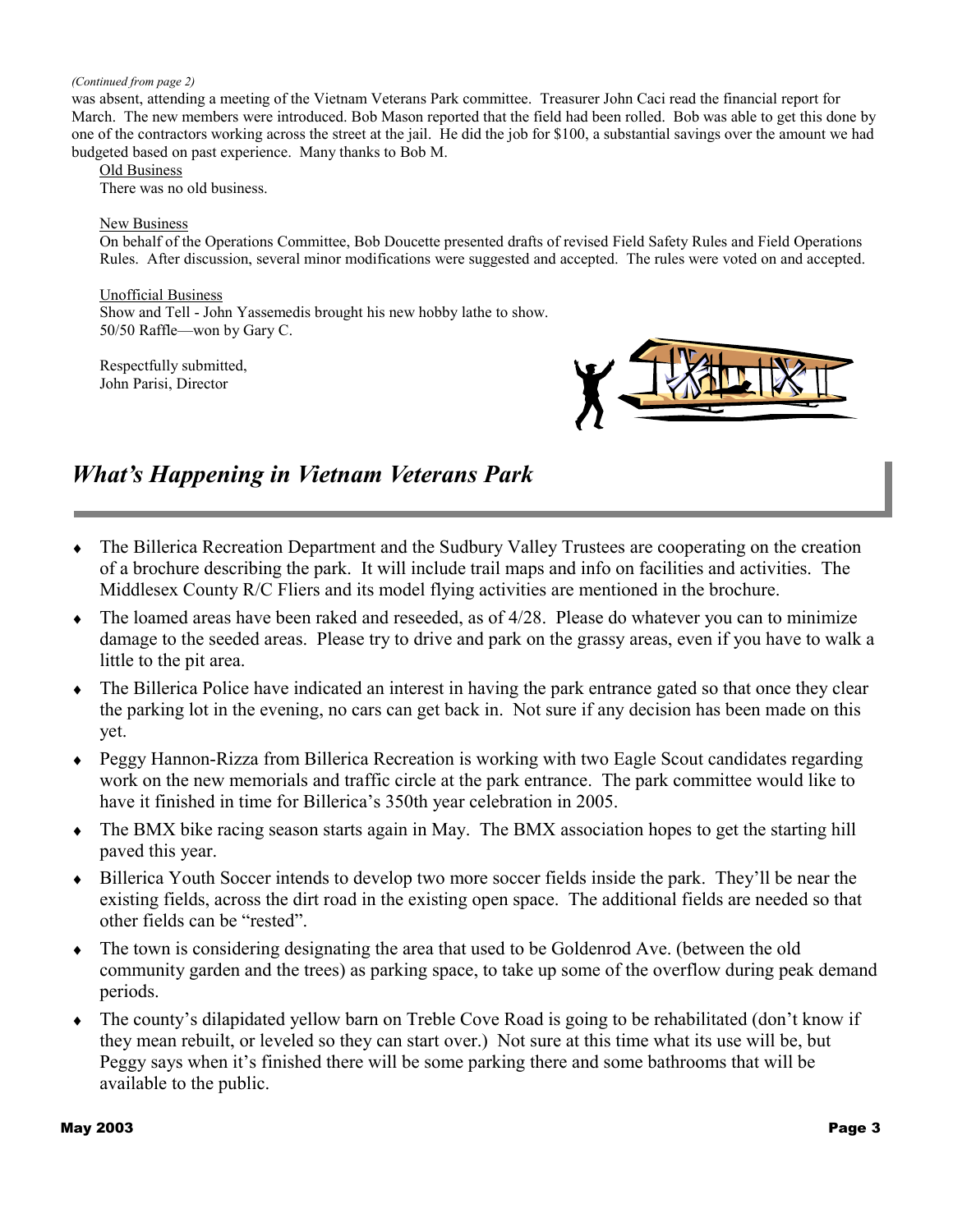*(Continued from page 2)*

was absent, attending a meeting of the Vietnam Veterans Park committee. Treasurer John Caci read the financial report for March. The new members were introduced. Bob Mason reported that the field had been rolled. Bob was able to get this done by one of the contractors working across the street at the jail. He did the job for $100, a substantial savings over the amount we had budgeted based on past experience. Many thanks to Bob M.

Old Business

There was no old business.

New Business

On behalf of the Operations Committee, Bob Doucette presented drafts of revised Field Safety Rules and Field Operations Rules. After discussion, several minor modifications were suggested and accepted. The rules were voted on and accepted.

Unofficial Business

Show and Tell - John Yassemedis brought his new hobby lathe to show.

50/50 Raffle—won by Gary C.

Respectfully submitted,
John Parisi, Director

## *What's Happening in Vietnam Veterans Park*

- The Billerica Recreation Department and the Sudbury Valley Trustees are cooperating on the creation of a brochure describing the park. It will include trail maps and info on facilities and activities. The Middlesex County R/C Fliers and its model flying activities are mentioned in the brochure.
- The loamed areas have been raked and reseeded, as of 4/28. Please do whatever you can to minimize damage to the seeded areas. Please try to drive and park on the grassy areas, even if you have to walk a little to the pit area.
- The Billerica Police have indicated an interest in having the park entrance gated so that once they clear the parking lot in the evening, no cars can get back in. Not sure if any decision has been made on this yet.
- Peggy Hannon-Rizza from Billerica Recreation is working with two Eagle Scout candidates regarding work on the new memorials and traffic circle at the park entrance. The park committee would like to have it finished in time for Billerica's 350th year celebration in 2005.
- The BMX bike racing season starts again in May. The BMX association hopes to get the starting hill paved this year.
- Billerica Youth Soccer intends to develop two more soccer fields inside the park. They'll be near the existing fields, across the dirt road in the existing open space. The additional fields are needed so that other fields can be "rested".
- The town is considering designating the area that used to be Goldenrod Ave. (between the old community garden and the trees) as parking space, to take up some of the overflow during peak demand periods.
- The county's dilapidated yellow barn on Treble Cove Road is going to be rehabilitated (don't know if they mean rebuilt, or leveled so they can start over.) Not sure at this time what its use will be, but Peggy says when it's finished there will be some parking there and some bathrooms that will be available to the public.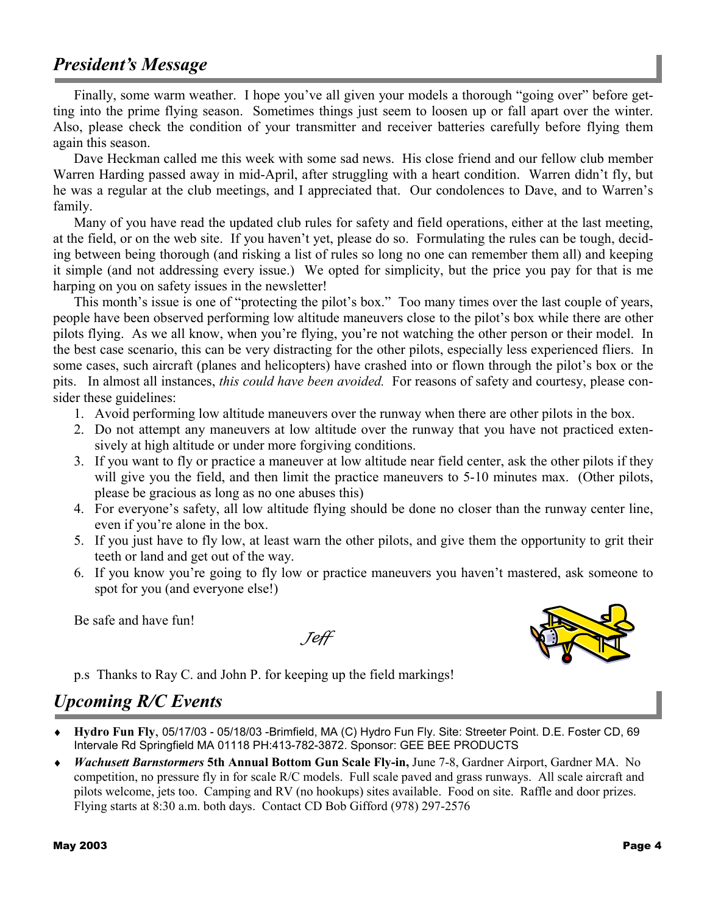## *President's Message*

Finally, some warm weather. I hope you've all given your models a thorough "going over" before getting into the prime flying season. Sometimes things just seem to loosen up or fall apart over the winter. Also, please check the condition of your transmitter and receiver batteries carefully before flying them again this season.

Dave Heckman called me this week with some sad news. His close friend and our fellow club member Warren Harding passed away in mid-April, after struggling with a heart condition. Warren didn't fly, but he was a regular at the club meetings, and I appreciated that. Our condolences to Dave, and to Warren's family.

Many of you have read the updated club rules for safety and field operations, either at the last meeting, at the field, or on the web site. If you haven't yet, please do so. Formulating the rules can be tough, deciding between being thorough (and risking a list of rules so long no one can remember them all) and keeping it simple (and not addressing every issue.) We opted for simplicity, but the price you pay for that is me harping on you on safety issues in the newsletter!

This month's issue is one of "protecting the pilot's box." Too many times over the last couple of years, people have been observed performing low altitude maneuvers close to the pilot's box while there are other pilots flying. As we all know, when you're flying, you're not watching the other person or their model. In the best case scenario, this can be very distracting for the other pilots, especially less experienced fliers. In some cases, such aircraft (planes and helicopters) have crashed into or flown through the pilot's box or the pits. In almost all instances, *this could have been avoided.* For reasons of safety and courtesy, please consider these guidelines:

1. Avoid performing low altitude maneuvers over the runway when there are other pilots in the box.
2. Do not attempt any maneuvers at low altitude over the runway that you have not practiced extensively at high altitude or under more forgiving conditions.
3. If you want to fly or practice a maneuver at low altitude near field center, ask the other pilots if they will give you the field, and then limit the practice maneuvers to 5-10 minutes max. (Other pilots, please be gracious as long as no one abuses this)
4. For everyone's safety, all low altitude flying should be done no closer than the runway center line, even if you're alone in the box.
5. If you just have to fly low, at least warn the other pilots, and give them the opportunity to grit their teeth or land and get out of the way.
6. If you know you're going to fly low or practice maneuvers you haven't mastered, ask someone to spot for you (and everyone else!)

Be safe and have fun!

*Jeff*

p.s Thanks to Ray C. and John P. for keeping up the field markings!

## *Upcoming R/C Events*

- **Hydro Fun Fly**, 05/17/03 - 05/18/03 -Brimfield, MA (C) Hydro Fun Fly. Site: Streeter Point. D.E. Foster CD, 69 Intervale Rd Springfield MA 01118 PH:413-782-3872. Sponsor: GEE BEE PRODUCTS
- ***Wachusett Barnstormers*** **5th Annual Bottom Gun Scale Fly-in,** June 7-8, Gardner Airport, Gardner MA. No competition, no pressure fly in for scale R/C models. Full scale paved and grass runways. All scale aircraft and pilots welcome, jets too. Camping and RV (no hookups) sites available. Food on site. Raffle and door prizes. Flying starts at 8:30 a.m. both days. Contact CD Bob Gifford (978) 297-2576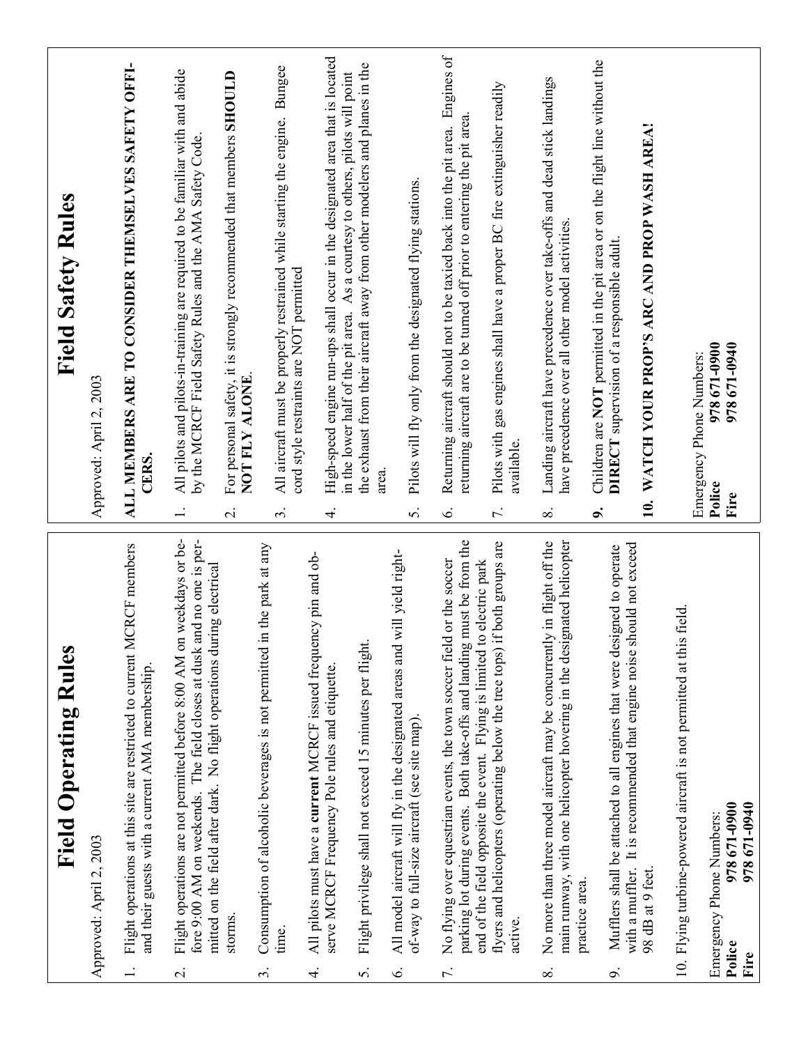# Field Operating Rules

Approved: April 2, 2003

1. Flight operations at this site are restricted to current MCRCF members and their guests with a current AMA membership.

2. Flight operations are not permitted before 8:00 AM on weekdays or before 9:00 AM on weekends. The field closes at dusk and no one is permitted on the field after dark. No flight operations during electrical storms.

3. Consumption of alcoholic beverages is not permitted in the park at any time.

4. All pilots must have a **current** MCRCF issued frequency pin and observe MCRCF Frequency Pole rules and etiquette.

5. Flight privilege shall not exceed 15 minutes per flight.

6. All model aircraft will fly in the designated areas and will yield right-of-way to full-size aircraft (see site map).

7. No flying over equestrian events, the town soccer field or the soccer parking lot during events. Both take-offs and landing must be from the end of the field opposite the event. Flying is limited to electric park flyers and helicopters (operating below the tree tops) if both groups are active.

8. No more than three model aircraft may be concurrently in flight off the main runway, with one helicopter hovering in the designated helicopter practice area.

9. Mufflers shall be attached to all engines that were designed to operate with a muffler. It is recommended that engine noise should not exceed 98 dB at 9 feet.

10. Flying turbine-powered aircraft is not permitted at this field.

Emergency Phone Numbers:
**Police** **978 671-0900**
**Fire** **978 671-0940**

# Field Safety Rules

Approved: April 2, 2003

**ALL MEMBERS ARE TO CONSIDER THEMSELVES SAFETY OFFICERS.**

1. All pilots and pilots-in-training are required to be familiar with and abide by the MCRCF Field Safety Rules and the AMA Safety Code.

2. For personal safety, it is strongly recommended that members **SHOULD NOT FLY ALONE**.

3. All aircraft must be properly restrained while starting the engine. Bungee cord style restraints are NOT permitted

4. High-speed engine run-ups shall occur in the designated area that is located in the lower half of the pit area. As a courtesy to others, pilots will point the exhaust from their aircraft away from other modelers and planes in the area.

5. Pilots will fly only from the designated flying stations.

6. Returning aircraft should not to be taxied back into the pit area. Engines of returning aircraft are to be turned off prior to entering the pit area.

7. Pilots with gas engines shall have a proper BC fire extinguisher readily available.

8. Landing aircraft have precedence over take-offs and dead stick landings have precedence over all other model activities.

**9.** Children are **NOT** permitted in the pit area or on the flight line without the **DIRECT** supervision of a responsible adult.

**10. WATCH YOUR PROP'S ARC AND PROP WASH AREA!**

Emergency Phone Numbers:
**Police** **978 671-0900**
**Fire** **978 671-0940**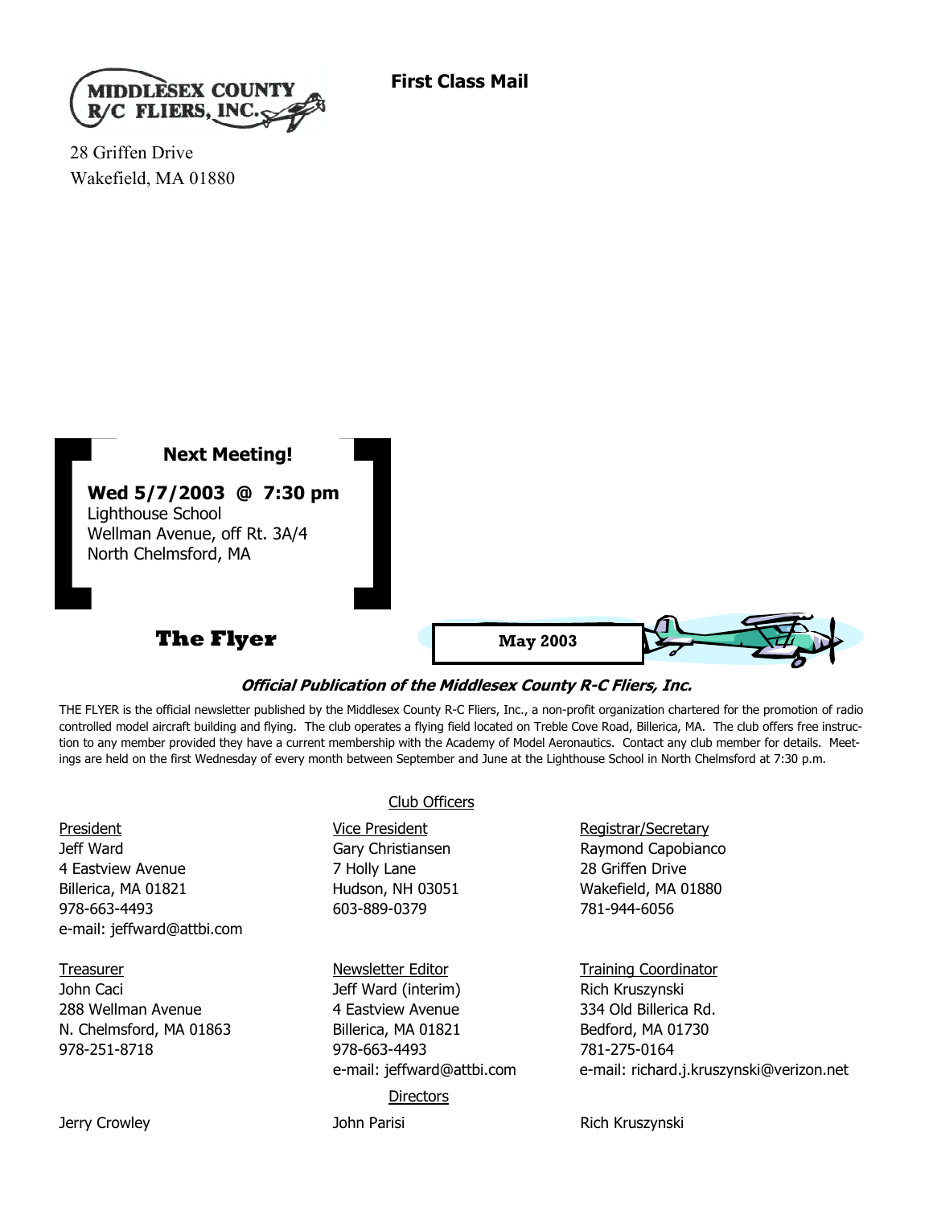MIDDLESEX COUNTY R/C FLIERS, INC.

28 Griffen Drive
Wakefield, MA 01880

**First Class Mail**

**Next Meeting!**

**Wed 5/7/2003 @ 7:30 pm**
Lighthouse School
Wellman Avenue, off Rt. 3A/4
North Chelmsford, MA

# The Flyer

**May 2003**

***Official Publication of the Middlesex County R-C Fliers, Inc.***

THE FLYER is the official newsletter published by the Middlesex County R-C Fliers, Inc., a non-profit organization chartered for the promotion of radio controlled model aircraft building and flying. The club operates a flying field located on Treble Cove Road, Billerica, MA. The club offers free instruction to any member provided they have a current membership with the Academy of Model Aeronautics. Contact any club member for details. Meetings are held on the first Wednesday of every month between September and June at the Lighthouse School in North Chelmsford at 7:30 p.m.

## Club Officers

President
Jeff Ward
4 Eastview Avenue
Billerica, MA 01821
978-663-4493
e-mail: jeffward@attbi.com

Vice President
Gary Christiansen
7 Holly Lane
Hudson, NH 03051
603-889-0379

Registrar/Secretary
Raymond Capobianco
28 Griffen Drive
Wakefield, MA 01880
781-944-6056

Treasurer
John Caci
288 Wellman Avenue
N. Chelmsford, MA 01863
978-251-8718

Newsletter Editor
Jeff Ward (interim)
4 Eastview Avenue
Billerica, MA 01821
978-663-4493
e-mail: jeffward@attbi.com

Training Coordinator
Rich Kruszynski
334 Old Billerica Rd.
Bedford, MA 01730
781-275-0164
e-mail: richard.j.kruszynski@verizon.net

## Directors

Jerry Crowley

John Parisi

Rich Kruszynski